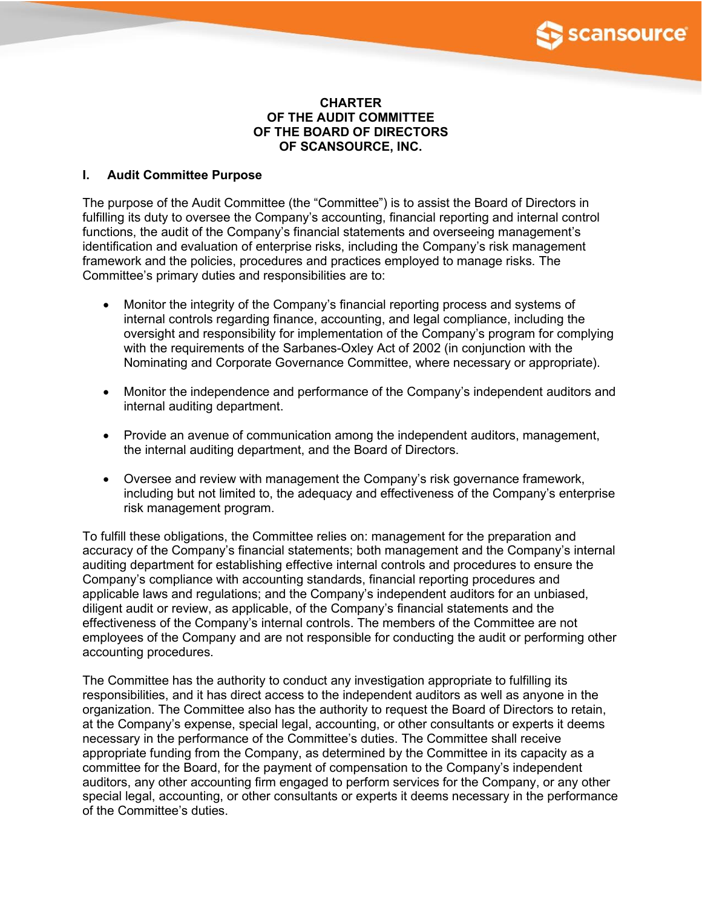# CHARTER OF THE AUDIT COMMITTEE OF THE BOARD OF DIRECTORS OF SCANSOURCE, INC.

## I. Audit Committee Purpose

The purpose of the Audit Committee (the "Committee") is to assist the Board of Directors in fulfilling its duty to oversee the Company's accounting, financial reporting and internal control functions, the audit of the Company's financial statements and overseeing management's identification and evaluation of enterprise risks, including the Company's risk management framework and the policies, procedures and practices employed to manage risks. The Committee's primary duties and responsibilities are to:

- Monitor the integrity of the Company's financial reporting process and systems of internal controls regarding finance, accounting, and legal compliance, including the oversight and responsibility for implementation of the Company's program for complying with the requirements of the Sarbanes-Oxley Act of 2002 (in conjunction with the Nominating and Corporate Governance Committee, where necessary or appropriate).

- Monitor the independence and performance of the Company's independent auditors and internal auditing department.

- Provide an avenue of communication among the independent auditors, management, the internal auditing department, and the Board of Directors.

- Oversee and review with management the Company's risk governance framework, including but not limited to, the adequacy and effectiveness of the Company's enterprise risk management program.

To fulfill these obligations, the Committee relies on: management for the preparation and accuracy of the Company's financial statements; both management and the Company's internal auditing department for establishing effective internal controls and procedures to ensure the Company's compliance with accounting standards, financial reporting procedures and applicable laws and regulations; and the Company's independent auditors for an unbiased, diligent audit or review, as applicable, of the Company's financial statements and the effectiveness of the Company's internal controls. The members of the Committee are not employees of the Company and are not responsible for conducting the audit or performing other accounting procedures.

The Committee has the authority to conduct any investigation appropriate to fulfilling its responsibilities, and it has direct access to the independent auditors as well as anyone in the organization. The Committee also has the authority to request the Board of Directors to retain, at the Company's expense, special legal, accounting, or other consultants or experts it deems necessary in the performance of the Committee's duties. The Committee shall receive appropriate funding from the Company, as determined by the Committee in its capacity as a committee for the Board, for the payment of compensation to the Company's independent auditors, any other accounting firm engaged to perform services for the Company, or any other special legal, accounting, or other consultants or experts it deems necessary in the performance of the Committee's duties.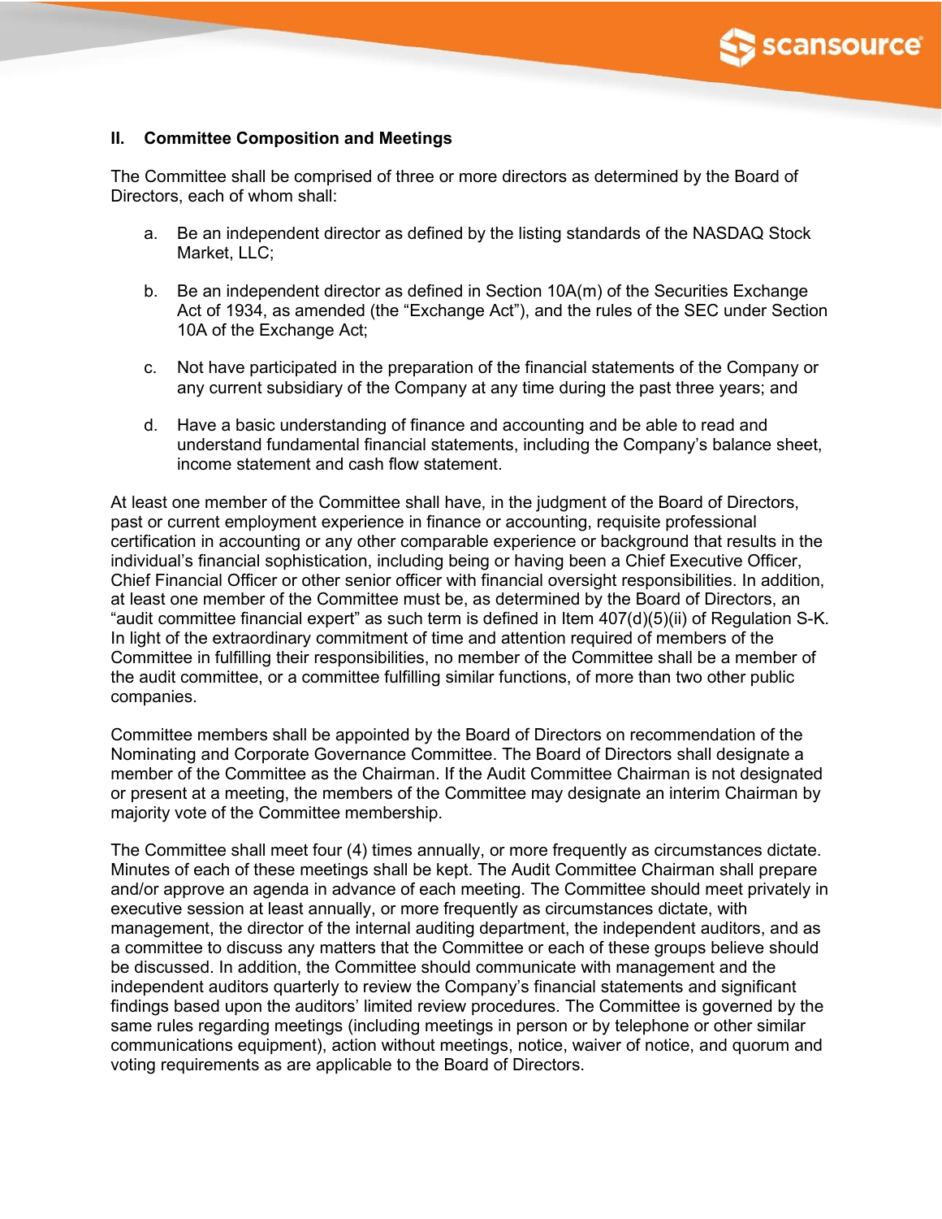## II. Committee Composition and Meetings

The Committee shall be comprised of three or more directors as determined by the Board of Directors, each of whom shall:

a. Be an independent director as defined by the listing standards of the NASDAQ Stock Market, LLC;

b. Be an independent director as defined in Section 10A(m) of the Securities Exchange Act of 1934, as amended (the "Exchange Act"), and the rules of the SEC under Section 10A of the Exchange Act;

c. Not have participated in the preparation of the financial statements of the Company or any current subsidiary of the Company at any time during the past three years; and

d. Have a basic understanding of finance and accounting and be able to read and understand fundamental financial statements, including the Company's balance sheet, income statement and cash flow statement.

At least one member of the Committee shall have, in the judgment of the Board of Directors, past or current employment experience in finance or accounting, requisite professional certification in accounting or any other comparable experience or background that results in the individual's financial sophistication, including being or having been a Chief Executive Officer, Chief Financial Officer or other senior officer with financial oversight responsibilities. In addition, at least one member of the Committee must be, as determined by the Board of Directors, an "audit committee financial expert" as such term is defined in Item 407(d)(5)(ii) of Regulation S-K. In light of the extraordinary commitment of time and attention required of members of the Committee in fulfilling their responsibilities, no member of the Committee shall be a member of the audit committee, or a committee fulfilling similar functions, of more than two other public companies.

Committee members shall be appointed by the Board of Directors on recommendation of the Nominating and Corporate Governance Committee. The Board of Directors shall designate a member of the Committee as the Chairman. If the Audit Committee Chairman is not designated or present at a meeting, the members of the Committee may designate an interim Chairman by majority vote of the Committee membership.

The Committee shall meet four (4) times annually, or more frequently as circumstances dictate. Minutes of each of these meetings shall be kept. The Audit Committee Chairman shall prepare and/or approve an agenda in advance of each meeting. The Committee should meet privately in executive session at least annually, or more frequently as circumstances dictate, with management, the director of the internal auditing department, the independent auditors, and as a committee to discuss any matters that the Committee or each of these groups believe should be discussed. In addition, the Committee should communicate with management and the independent auditors quarterly to review the Company's financial statements and significant findings based upon the auditors' limited review procedures. The Committee is governed by the same rules regarding meetings (including meetings in person or by telephone or other similar communications equipment), action without meetings, notice, waiver of notice, and quorum and voting requirements as are applicable to the Board of Directors.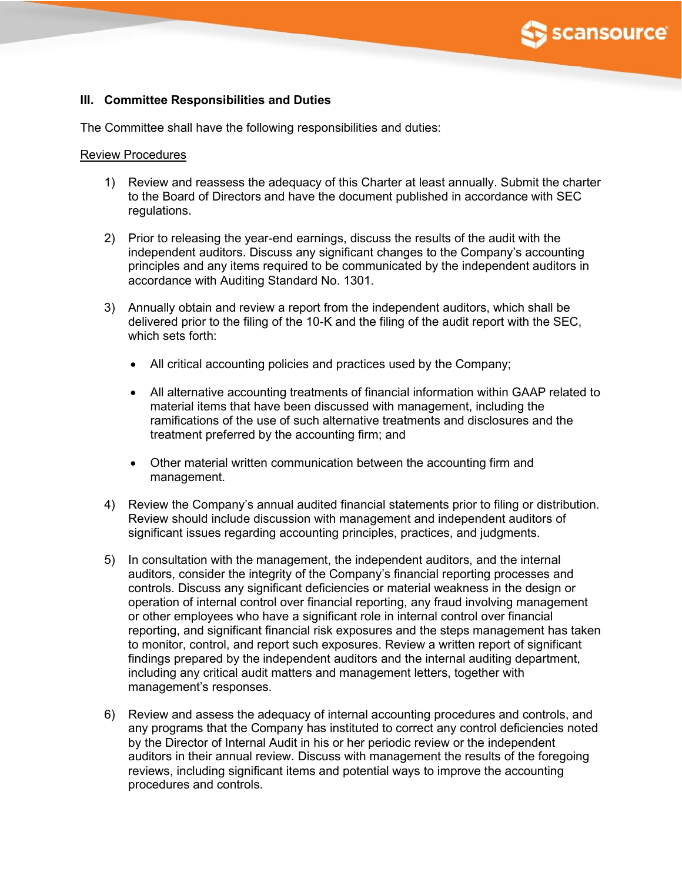## III. Committee Responsibilities and Duties

The Committee shall have the following responsibilities and duties:

Review Procedures

1) Review and reassess the adequacy of this Charter at least annually. Submit the charter to the Board of Directors and have the document published in accordance with SEC regulations.

2) Prior to releasing the year-end earnings, discuss the results of the audit with the independent auditors. Discuss any significant changes to the Company's accounting principles and any items required to be communicated by the independent auditors in accordance with Auditing Standard No. 1301.

3) Annually obtain and review a report from the independent auditors, which shall be delivered prior to the filing of the 10-K and the filing of the audit report with the SEC, which sets forth:

   - All critical accounting policies and practices used by the Company;
   - All alternative accounting treatments of financial information within GAAP related to material items that have been discussed with management, including the ramifications of the use of such alternative treatments and disclosures and the treatment preferred by the accounting firm; and
   - Other material written communication between the accounting firm and management.

4) Review the Company's annual audited financial statements prior to filing or distribution. Review should include discussion with management and independent auditors of significant issues regarding accounting principles, practices, and judgments.

5) In consultation with the management, the independent auditors, and the internal auditors, consider the integrity of the Company's financial reporting processes and controls. Discuss any significant deficiencies or material weakness in the design or operation of internal control over financial reporting, any fraud involving management or other employees who have a significant role in internal control over financial reporting, and significant financial risk exposures and the steps management has taken to monitor, control, and report such exposures. Review a written report of significant findings prepared by the independent auditors and the internal auditing department, including any critical audit matters and management letters, together with management's responses.

6) Review and assess the adequacy of internal accounting procedures and controls, and any programs that the Company has instituted to correct any control deficiencies noted by the Director of Internal Audit in his or her periodic review or the independent auditors in their annual review. Discuss with management the results of the foregoing reviews, including significant items and potential ways to improve the accounting procedures and controls.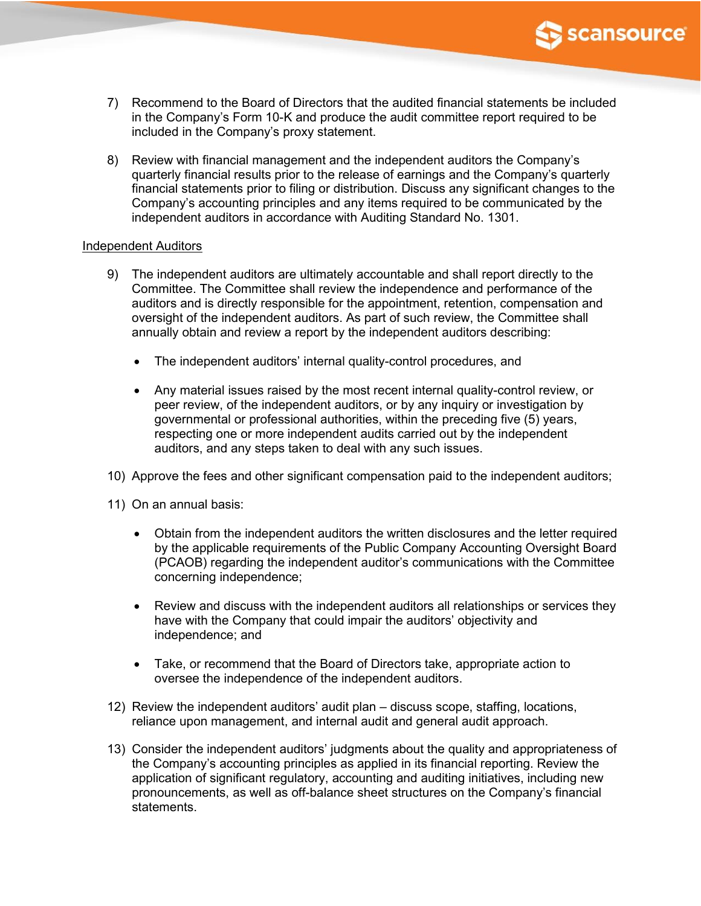7) Recommend to the Board of Directors that the audited financial statements be included in the Company's Form 10-K and produce the audit committee report required to be included in the Company's proxy statement.

8) Review with financial management and the independent auditors the Company's quarterly financial results prior to the release of earnings and the Company's quarterly financial statements prior to filing or distribution. Discuss any significant changes to the Company's accounting principles and any items required to be communicated by the independent auditors in accordance with Auditing Standard No. 1301.

<u>Independent Auditors</u>

9) The independent auditors are ultimately accountable and shall report directly to the Committee. The Committee shall review the independence and performance of the auditors and is directly responsible for the appointment, retention, compensation and oversight of the independent auditors. As part of such review, the Committee shall annually obtain and review a report by the independent auditors describing:

    - The independent auditors' internal quality-control procedures, and

    - Any material issues raised by the most recent internal quality-control review, or peer review, of the independent auditors, or by any inquiry or investigation by governmental or professional authorities, within the preceding five (5) years, respecting one or more independent audits carried out by the independent auditors, and any steps taken to deal with any such issues.

10) Approve the fees and other significant compensation paid to the independent auditors;

11) On an annual basis:

    - Obtain from the independent auditors the written disclosures and the letter required by the applicable requirements of the Public Company Accounting Oversight Board (PCAOB) regarding the independent auditor's communications with the Committee concerning independence;

    - Review and discuss with the independent auditors all relationships or services they have with the Company that could impair the auditors' objectivity and independence; and

    - Take, or recommend that the Board of Directors take, appropriate action to oversee the independence of the independent auditors.

12) Review the independent auditors' audit plan – discuss scope, staffing, locations, reliance upon management, and internal audit and general audit approach.

13) Consider the independent auditors' judgments about the quality and appropriateness of the Company's accounting principles as applied in its financial reporting. Review the application of significant regulatory, accounting and auditing initiatives, including new pronouncements, as well as off-balance sheet structures on the Company's financial statements.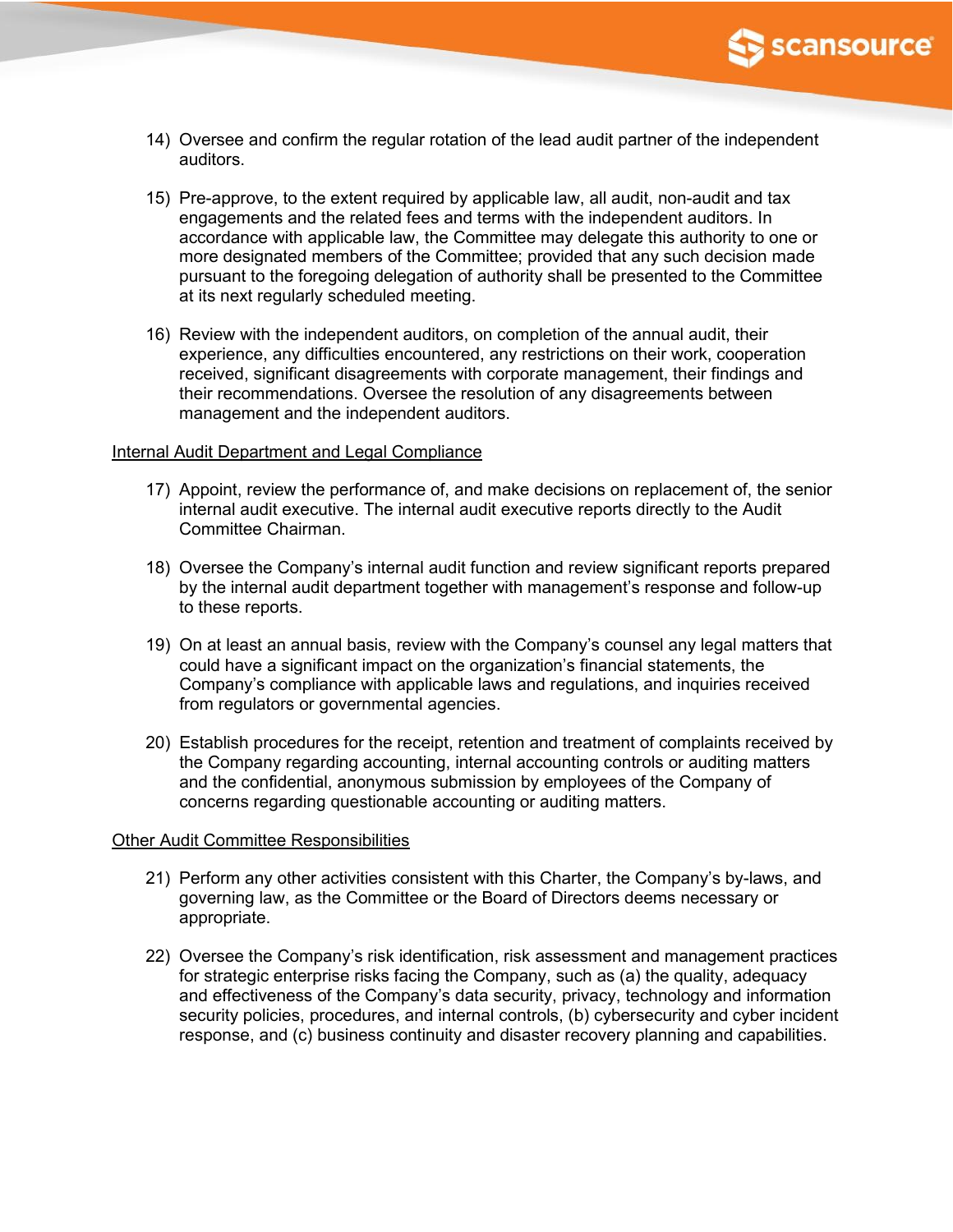14) Oversee and confirm the regular rotation of the lead audit partner of the independent auditors.

15) Pre-approve, to the extent required by applicable law, all audit, non-audit and tax engagements and the related fees and terms with the independent auditors. In accordance with applicable law, the Committee may delegate this authority to one or more designated members of the Committee; provided that any such decision made pursuant to the foregoing delegation of authority shall be presented to the Committee at its next regularly scheduled meeting.

16) Review with the independent auditors, on completion of the annual audit, their experience, any difficulties encountered, any restrictions on their work, cooperation received, significant disagreements with corporate management, their findings and their recommendations. Oversee the resolution of any disagreements between management and the independent auditors.

<u>Internal Audit Department and Legal Compliance</u>

17) Appoint, review the performance of, and make decisions on replacement of, the senior internal audit executive. The internal audit executive reports directly to the Audit Committee Chairman.

18) Oversee the Company's internal audit function and review significant reports prepared by the internal audit department together with management's response and follow-up to these reports.

19) On at least an annual basis, review with the Company's counsel any legal matters that could have a significant impact on the organization's financial statements, the Company's compliance with applicable laws and regulations, and inquiries received from regulators or governmental agencies.

20) Establish procedures for the receipt, retention and treatment of complaints received by the Company regarding accounting, internal accounting controls or auditing matters and the confidential, anonymous submission by employees of the Company of concerns regarding questionable accounting or auditing matters.

<u>Other Audit Committee Responsibilities</u>

21) Perform any other activities consistent with this Charter, the Company's by-laws, and governing law, as the Committee or the Board of Directors deems necessary or appropriate.

22) Oversee the Company's risk identification, risk assessment and management practices for strategic enterprise risks facing the Company, such as (a) the quality, adequacy and effectiveness of the Company's data security, privacy, technology and information security policies, procedures, and internal controls, (b) cybersecurity and cyber incident response, and (c) business continuity and disaster recovery planning and capabilities.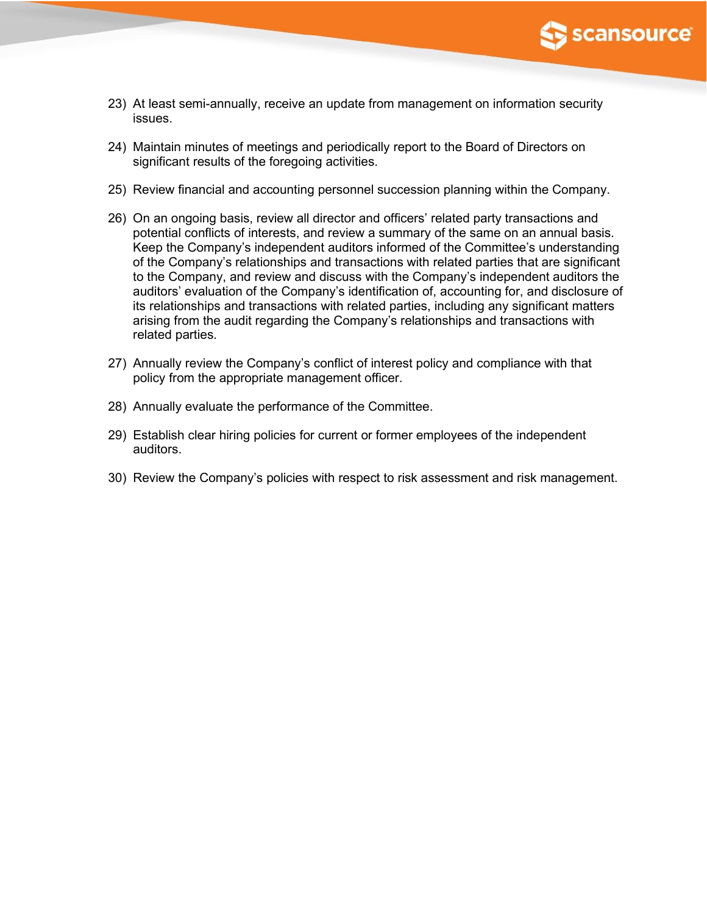23) At least semi-annually, receive an update from management on information security issues.

24) Maintain minutes of meetings and periodically report to the Board of Directors on significant results of the foregoing activities.

25) Review financial and accounting personnel succession planning within the Company.

26) On an ongoing basis, review all director and officers' related party transactions and potential conflicts of interests, and review a summary of the same on an annual basis. Keep the Company's independent auditors informed of the Committee's understanding of the Company's relationships and transactions with related parties that are significant to the Company, and review and discuss with the Company's independent auditors the auditors' evaluation of the Company's identification of, accounting for, and disclosure of its relationships and transactions with related parties, including any significant matters arising from the audit regarding the Company's relationships and transactions with related parties.

27) Annually review the Company's conflict of interest policy and compliance with that policy from the appropriate management officer.

28) Annually evaluate the performance of the Committee.

29) Establish clear hiring policies for current or former employees of the independent auditors.

30) Review the Company's policies with respect to risk assessment and risk management.